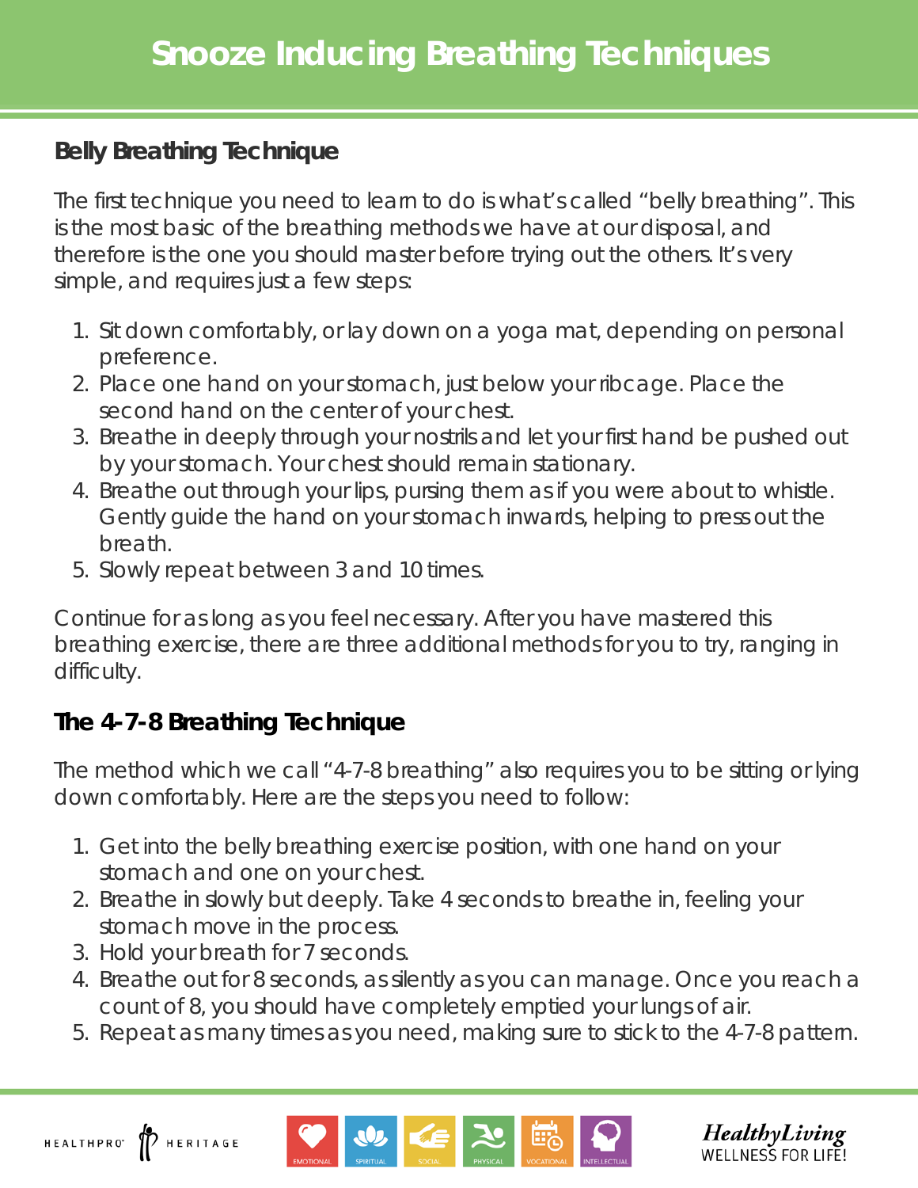# Snooze Inducing Breathing Techniques

## Belly Breathing Technique

The first technique you need to learn to do is what's called "belly breathing". This is the most basic of the breathing methods we have at our disposal, and therefore is the one you should master before trying out the others. It's very simple, and requires just a few steps:

1. Sit down comfortably, or lay down on a yoga mat, depending on personal preference.
2. Place one hand on your stomach, just below your ribcage. Place the second hand on the center of your chest.
3. Breathe in deeply through your nostrils and let your first hand be pushed out by your stomach. Your chest should remain stationary.
4. Breathe out through your lips, pursing them as if you were about to whistle. Gently guide the hand on your stomach inwards, helping to press out the breath.
5. Slowly repeat between 3 and 10 times.

Continue for as long as you feel necessary. After you have mastered this breathing exercise, there are three additional methods for you to try, ranging in difficulty.

## The 4-7-8 Breathing Technique

The method which we call "4-7-8 breathing" also requires you to be sitting or lying down comfortably. Here are the steps you need to follow:

1. Get into the belly breathing exercise position, with one hand on your stomach and one on your chest.
2. Breathe in slowly but deeply. Take 4 seconds to breathe in, feeling your stomach move in the process.
3. Hold your breath for 7 seconds.
4. Breathe out for 8 seconds, as silently as you can manage. Once you reach a count of 8, you should have completely emptied your lungs of air.
5. Repeat as many times as you need, making sure to stick to the 4-7-8 pattern.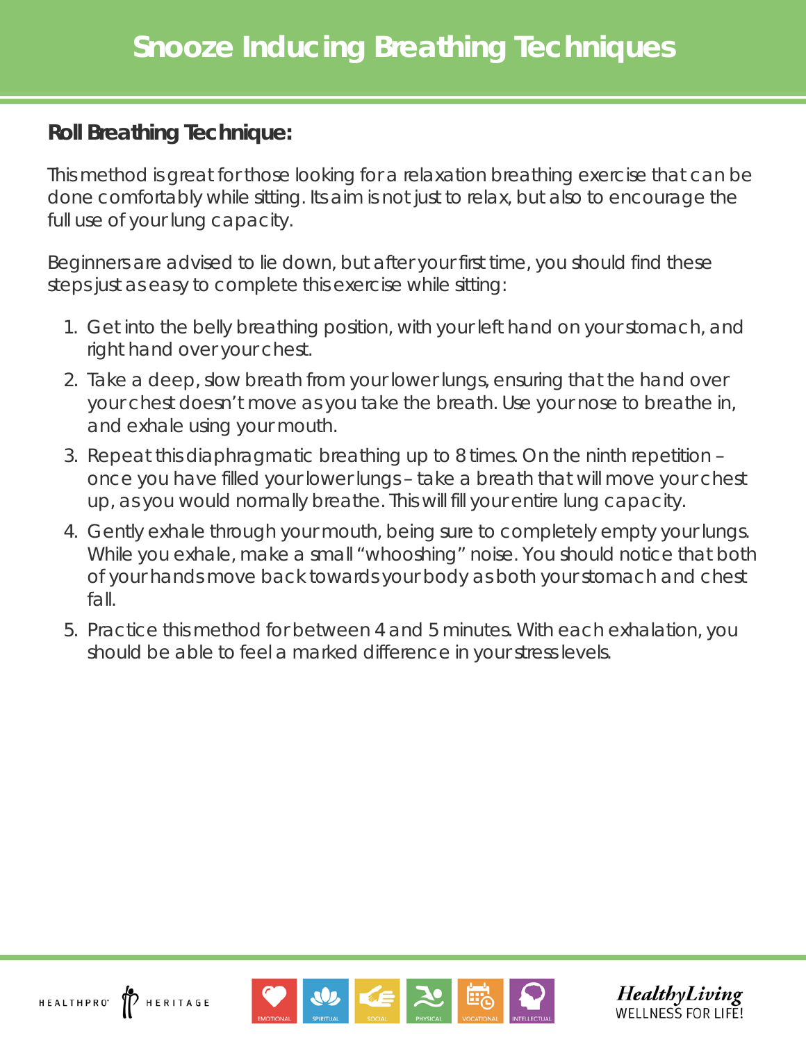# Snooze Inducing Breathing Techniques

## Roll Breathing Technique:

This method is great for those looking for a relaxation breathing exercise that can be done comfortably while sitting. Its aim is not just to relax, but also to encourage the full use of your lung capacity.

Beginners are advised to lie down, but after your first time, you should find these steps just as easy to complete this exercise while sitting:

1. Get into the belly breathing position, with your left hand on your stomach, and right hand over your chest.
2. Take a deep, slow breath from your lower lungs, ensuring that the hand over your chest doesn't move as you take the breath. Use your nose to breathe in, and exhale using your mouth.
3. Repeat this diaphragmatic breathing up to 8 times. On the ninth repetition – once you have filled your lower lungs – take a breath that will move your chest up, as you would normally breathe. This will fill your entire lung capacity.
4. Gently exhale through your mouth, being sure to completely empty your lungs. While you exhale, make a small "whooshing" noise. You should notice that both of your hands move back towards your body as both your stomach and chest fall.
5. Practice this method for between 4 and 5 minutes. With each exhalation, you should be able to feel a marked difference in your stress levels.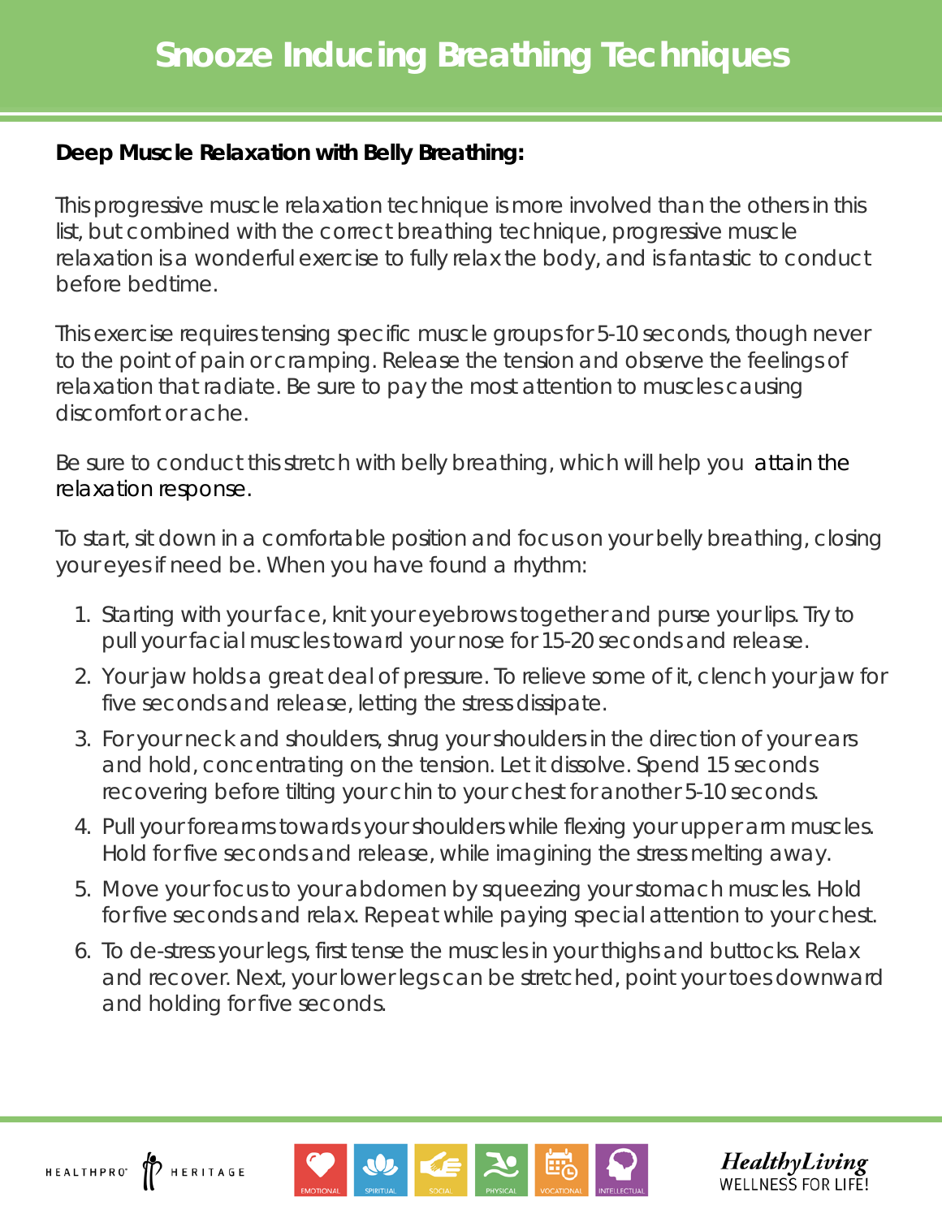# Snooze Inducing Breathing Techniques

**Deep Muscle Relaxation with Belly Breathing:**

This progressive muscle relaxation technique is more involved than the others in this list, but combined with the correct breathing technique, progressive muscle relaxation is a wonderful exercise to fully relax the body, and is fantastic to conduct before bedtime.

This exercise requires tensing specific muscle groups for 5-10 seconds, though never to the point of pain or cramping. Release the tension and observe the feelings of relaxation that radiate. Be sure to pay the most attention to muscles causing discomfort or ache.

Be sure to conduct this stretch with belly breathing, which will help you attain the relaxation response.

To start, sit down in a comfortable position and focus on your belly breathing, closing your eyes if need be. When you have found a rhythm:

1. Starting with your face, knit your eyebrows together and purse your lips. Try to pull your facial muscles toward your nose for 15-20 seconds and release.
2. Your jaw holds a great deal of pressure. To relieve some of it, clench your jaw for five seconds and release, letting the stress dissipate.
3. For your neck and shoulders, shrug your shoulders in the direction of your ears and hold, concentrating on the tension. Let it dissolve. Spend 15 seconds recovering before tilting your chin to your chest for another 5-10 seconds.
4. Pull your forearms towards your shoulders while flexing your upper arm muscles. Hold for five seconds and release, while imagining the stress melting away.
5. Move your focus to your abdomen by squeezing your stomach muscles. Hold for five seconds and relax. Repeat while paying special attention to your chest.
6. To de-stress your legs, first tense the muscles in your thighs and buttocks. Relax and recover. Next, your lower legs can be stretched, point your toes downward and holding for five seconds.